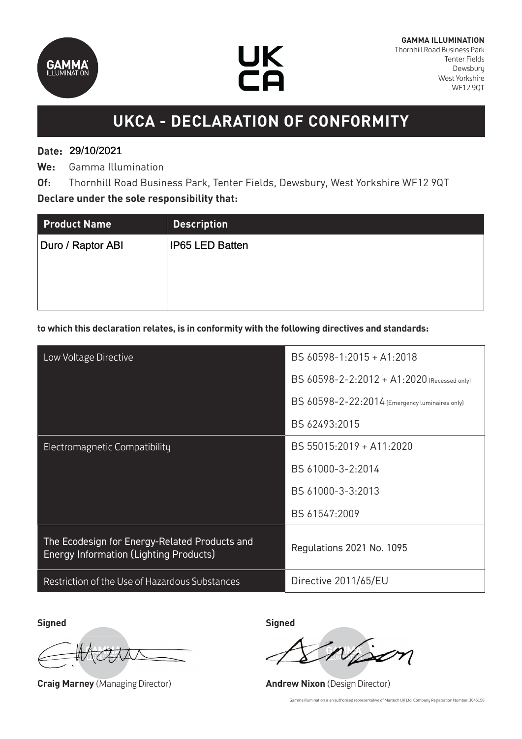GAMMA ILLUMINATION
Thornhill Road Business Park
Tenter Fields
Dewsbury
West Yorkshire
WF12 9QT

# UKCA - DECLARATION OF CONFORMITY

**Date:** 29/10/2021

**We:** Gamma Illumination

**Of:** Thornhill Road Business Park, Tenter Fields, Dewsbury, West Yorkshire WF12 9QT

**Declare under the sole responsibility that:**

| Product Name | Description |
|---|---|
| Duro / Raptor ABI | IP65 LED Batten |

**to which this declaration relates, is in conformity with the following directives and standards:**

| | |
|---|---|
| Low Voltage Directive | BS 60598-1:2015 + A1:2018 |
| | BS 60598-2-2:2012 + A1:2020 (Recessed only) |
| | BS 60598-2-22:2014 (Emergency luminaires only) |
| | BS 62493:2015 |
| Electromagnetic Compatibility | BS 55015:2019 + A11:2020 |
| | BS 61000-3-2:2014 |
| | BS 61000-3-3:2013 |
| | BS 61547:2009 |
| The Ecodesign for Energy-Related Products and Energy Information (Lighting Products) | Regulations 2021 No. 1095 |
| Restriction of the Use of Hazardous Substances | Directive 2011/65/EU |

**Signed**

**Craig Marney** (Managing Director)

**Signed**

**Andrew Nixon** (Design Director)

Gamma Illumination is an authorised representative of Martech UK Ltd: Company Registration Number: 3045150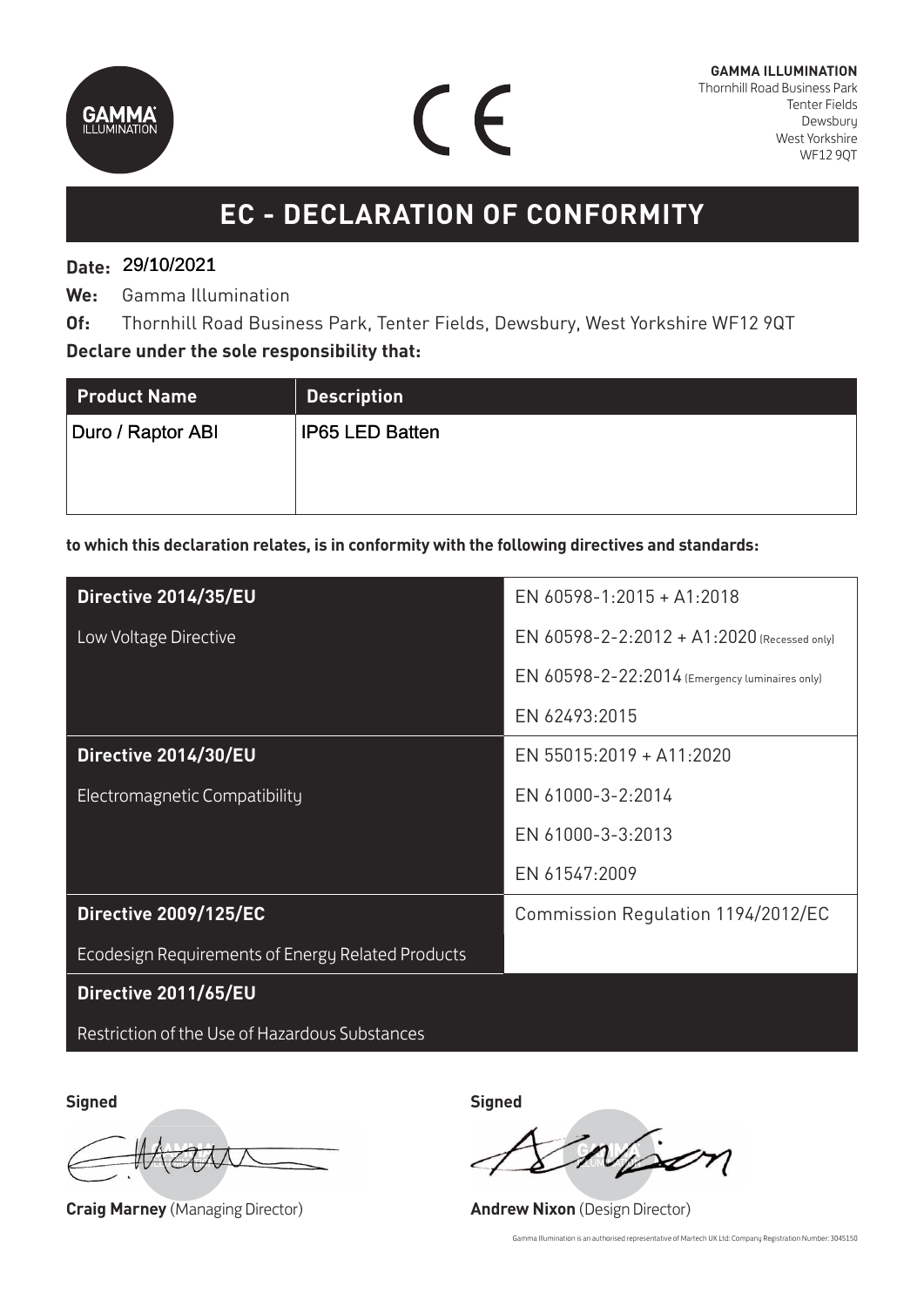**GAMMA ILLUMINATION**
Thornhill Road Business Park
Tenter Fields
Dewsbury
West Yorkshire
WF12 9QT

# EC - DECLARATION OF CONFORMITY

**Date:** 29/10/2021

**We:** Gamma Illumination

**Of:** Thornhill Road Business Park, Tenter Fields, Dewsbury, West Yorkshire WF12 9QT

**Declare under the sole responsibility that:**

| Product Name | Description |
|---|---|
| Duro / Raptor ABI | IP65 LED Batten |

**to which this declaration relates, is in conformity with the following directives and standards:**

| | |
|---|---|
| **Directive 2014/35/EU** | EN 60598-1:2015 + A1:2018 |
| Low Voltage Directive | EN 60598-2-2:2012 + A1:2020 (Recessed only) |
| | EN 60598-2-22:2014 (Emergency luminaires only) |
| | EN 62493:2015 |
| **Directive 2014/30/EU** | EN 55015:2019 + A11:2020 |
| Electromagnetic Compatibility | EN 61000-3-2:2014 |
| | EN 61000-3-3:2013 |
| | EN 61547:2009 |
| **Directive 2009/125/EC** | Commission Regulation 1194/2012/EC |
| Ecodesign Requirements of Energy Related Products | |
| **Directive 2011/65/EU** | |
| Restriction of the Use of Hazardous Substances | |

**Signed**

**Craig Marney** (Managing Director)

**Signed**

**Andrew Nixon** (Design Director)

Gamma Illumination is an authorised representative of Martech UK Ltd: Company Registration Number: 3045150